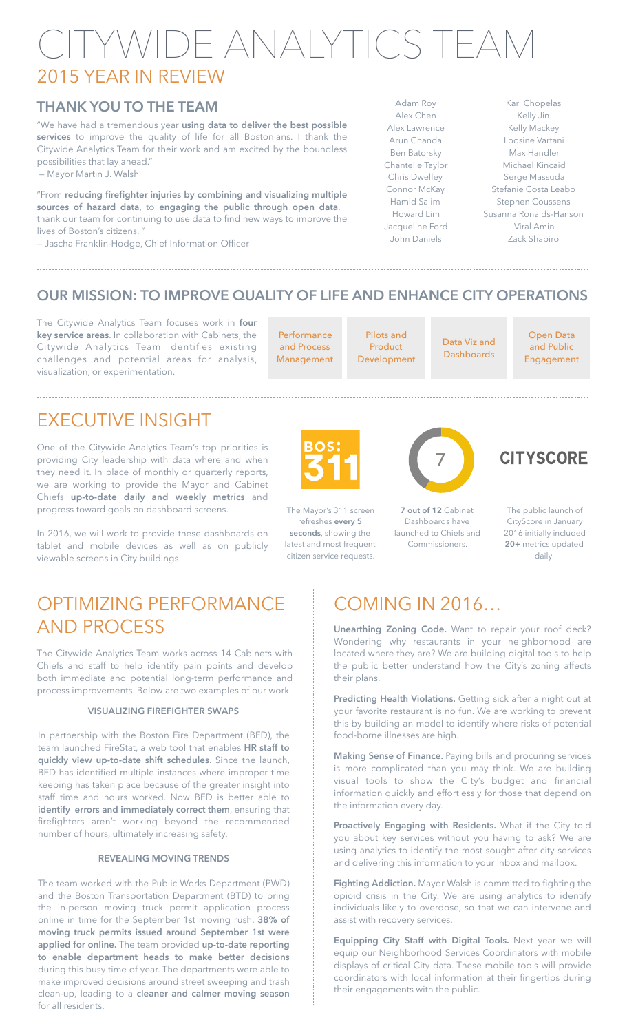# CITYWIDE ANALYTICS TEAM

## 2015 YEAR IN REVIEW

### THANK YOU TO THE TEAM

"We have had a tremendous year **using data to deliver the best possible services** to improve the quality of life for all Bostonians. I thank the Citywide Analytics Team for their work and am excited by the boundless possibilities that lay ahead."
— Mayor Martin J. Walsh

"From **reducing firefighter injuries by combining and visualizing multiple sources of hazard data**, to **engaging the public through open data**, I thank our team for continuing to use data to find new ways to improve the lives of Boston's citizens. "
— Jascha Franklin-Hodge, Chief Information Officer

Adam Roy
Alex Chen
Alex Lawrence
Arun Chanda
Ben Batorsky
Chantelle Taylor
Chris Dwelley
Connor McKay
Hamid Salim
Howard Lim
Jacqueline Ford
John Daniels

Karl Chopelas
Kelly Jin
Kelly Mackey
Loosine Vartani
Max Handler
Michael Kincaid
Serge Massuda
Stefanie Costa Leabo
Stephen Coussens
Susanna Ronalds-Hanson
Viral Amin
Zack Shapiro

### OUR MISSION: TO IMPROVE QUALITY OF LIFE AND ENHANCE CITY OPERATIONS

The Citywide Analytics Team focuses work in **four key service areas**. In collaboration with Cabinets, the Citywide Analytics Team identifies existing challenges and potential areas for analysis, visualization, or experimentation.

- Performance and Process Management
- Pilots and Product Development
- Data Viz and Dashboards
- Open Data and Public Engagement

## EXECUTIVE INSIGHT

One of the Citywide Analytics Team's top priorities is providing City leadership with data where and when they need it. In place of monthly or quarterly reports, we are working to provide the Mayor and Cabinet Chiefs **up-to-date daily and weekly metrics** and progress toward goals on dashboard screens.

In 2016, we will work to provide these dashboards on tablet and mobile devices as well as on publicly viewable screens in City buildings.

BOS: 311

The Mayor's 311 screen refreshes **every 5 seconds**, showing the latest and most frequent citizen service requests.

7

**7 out of 12** Cabinet Dashboards have launched to Chiefs and Commissioners.

CITYSCORE

The public launch of CityScore in January 2016 initially included **20+** metrics updated daily.

## OPTIMIZING PERFORMANCE AND PROCESS

The Citywide Analytics Team works across 14 Cabinets with Chiefs and staff to help identify pain points and develop both immediate and potential long-term performance and process improvements. Below are two examples of our work.

#### VISUALIZING FIREFIGHTER SWAPS

In partnership with the Boston Fire Department (BFD), the team launched FireStat, a web tool that enables **HR staff to quickly view up-to-date shift schedules**. Since the launch, BFD has identified multiple instances where improper time keeping has taken place because of the greater insight into staff time and hours worked. Now BFD is better able to **identify errors and immediately correct them**, ensuring that firefighters aren't working beyond the recommended number of hours, ultimately increasing safety.

#### REVEALING MOVING TRENDS

The team worked with the Public Works Department (PWD) and the Boston Transportation Department (BTD) to bring the in-person moving truck permit application process online in time for the September 1st moving rush. **38% of moving truck permits issued around September 1st were applied for online.** The team provided **up-to-date reporting to enable department heads to make better decisions** during this busy time of year. The departments were able to make improved decisions around street sweeping and trash clean-up, leading to a **cleaner and calmer moving season** for all residents.

## COMING IN 2016…

**Unearthing Zoning Code.** Want to repair your roof deck? Wondering why restaurants in your neighborhood are located where they are? We are building digital tools to help the public better understand how the City's zoning affects their plans.

**Predicting Health Violations.** Getting sick after a night out at your favorite restaurant is no fun. We are working to prevent this by building an model to identify where risks of potential food-borne illnesses are high.

**Making Sense of Finance.** Paying bills and procuring services is more complicated than you may think. We are building visual tools to show the City's budget and financial information quickly and effortlessly for those that depend on the information every day.

**Proactively Engaging with Residents.** What if the City told you about key services without you having to ask? We are using analytics to identify the most sought after city services and delivering this information to your inbox and mailbox.

**Fighting Addiction.** Mayor Walsh is committed to fighting the opioid crisis in the City. We are using analytics to identify individuals likely to overdose, so that we can intervene and assist with recovery services.

**Equipping City Staff with Digital Tools.** Next year we will equip our Neighborhood Services Coordinators with mobile displays of critical City data. These mobile tools will provide coordinators with local information at their fingertips during their engagements with the public.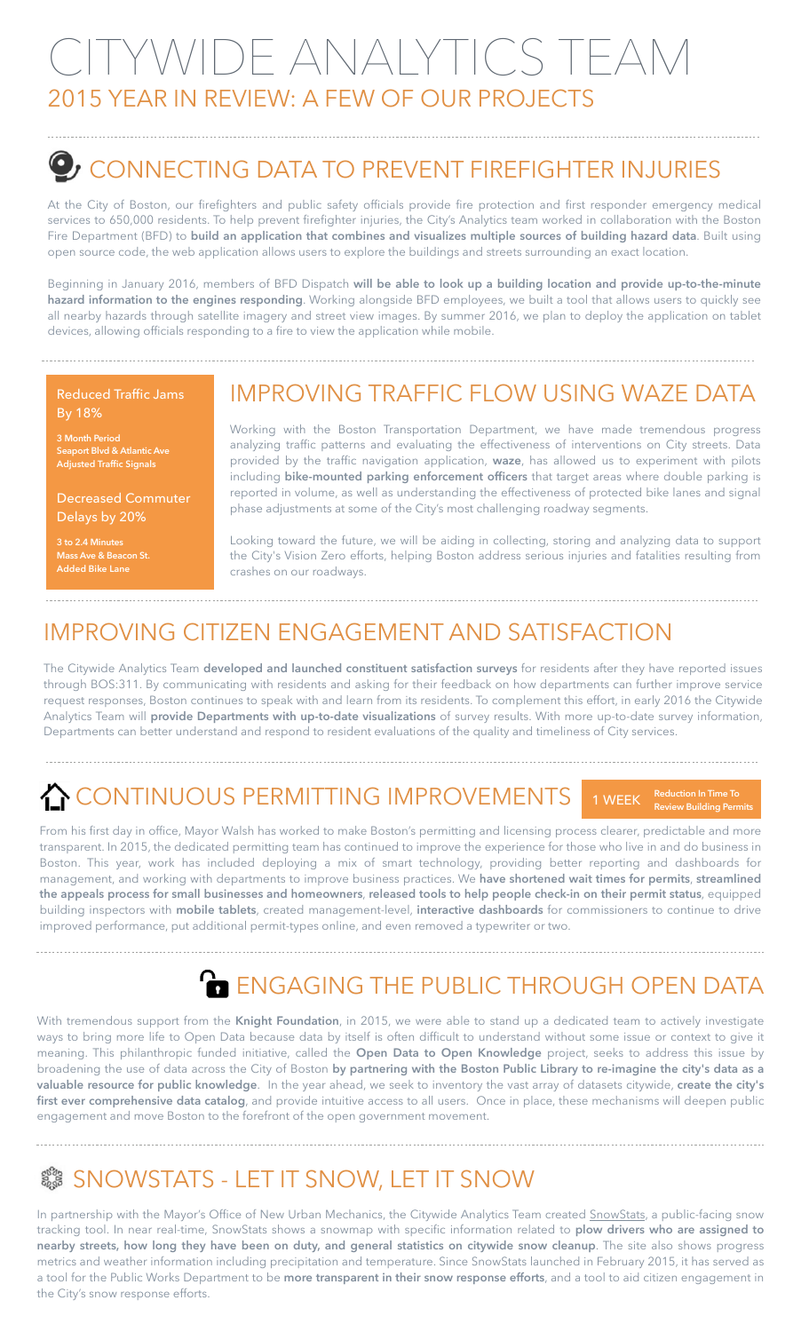# CITYWIDE ANALYTICS TEAM

## 2015 YEAR IN REVIEW: A FEW OF OUR PROJECTS

## CONNECTING DATA TO PREVENT FIREFIGHTER INJURIES

At the City of Boston, our firefighters and public safety officials provide fire protection and first responder emergency medical services to 650,000 residents. To help prevent firefighter injuries, the City's Analytics team worked in collaboration with the Boston Fire Department (BFD) to **build an application that combines and visualizes multiple sources of building hazard data**. Built using open source code, the web application allows users to explore the buildings and streets surrounding an exact location.

Beginning in January 2016, members of BFD Dispatch **will be able to look up a building location and provide up-to-the-minute hazard information to the engines responding**. Working alongside BFD employees, we built a tool that allows users to quickly see all nearby hazards through satellite imagery and street view images. By summer 2016, we plan to deploy the application on tablet devices, allowing officials responding to a fire to view the application while mobile.

Reduced Traffic Jams By 18%

**3 Month Period**
**Seaport Blvd & Atlantic Ave**
**Adjusted Traffic Signals**

Decreased Commuter Delays by 20%

**3 to 2.4 Minutes**
**Mass Ave & Beacon St.**
**Added Bike Lane**

## IMPROVING TRAFFIC FLOW USING WAZE DATA

Working with the Boston Transportation Department, we have made tremendous progress analyzing traffic patterns and evaluating the effectiveness of interventions on City streets. Data provided by the traffic navigation application, **waze**, has allowed us to experiment with pilots including **bike-mounted parking enforcement officers** that target areas where double parking is reported in volume, as well as understanding the effectiveness of protected bike lanes and signal phase adjustments at some of the City's most challenging roadway segments.

Looking toward the future, we will be aiding in collecting, storing and analyzing data to support the City's Vision Zero efforts, helping Boston address serious injuries and fatalities resulting from crashes on our roadways.

## IMPROVING CITIZEN ENGAGEMENT AND SATISFACTION

The Citywide Analytics Team **developed and launched constituent satisfaction surveys** for residents after they have reported issues through BOS:311. By communicating with residents and asking for their feedback on how departments can further improve service request responses, Boston continues to speak with and learn from its residents. To complement this effort, in early 2016 the Citywide Analytics Team will **provide Departments with up-to-date visualizations** of survey results. With more up-to-date survey information, Departments can better understand and respond to resident evaluations of the quality and timeliness of City services.

## CONTINUOUS PERMITTING IMPROVEMENTS

1 WEEK **Reduction In Time To Review Building Permits**

From his first day in office, Mayor Walsh has worked to make Boston's permitting and licensing process clearer, predictable and more transparent. In 2015, the dedicated permitting team has continued to improve the experience for those who live in and do business in Boston. This year, work has included deploying a mix of smart technology, providing better reporting and dashboards for management, and working with departments to improve business practices. We **have shortened wait times for permits**, **streamlined the appeals process for small businesses and homeowners**, **released tools to help people check-in on their permit status**, equipped building inspectors with **mobile tablets**, created management-level, **interactive dashboards** for commissioners to continue to drive improved performance, put additional permit-types online, and even removed a typewriter or two.

## ENGAGING THE PUBLIC THROUGH OPEN DATA

With tremendous support from the **Knight Foundation**, in 2015, we were able to stand up a dedicated team to actively investigate ways to bring more life to Open Data because data by itself is often difficult to understand without some issue or context to give it meaning. This philanthropic funded initiative, called the **Open Data to Open Knowledge** project, seeks to address this issue by broadening the use of data across the City of Boston **by partnering with the Boston Public Library to re-imagine the city's data as a valuable resource for public knowledge**. In the year ahead, we seek to inventory the vast array of datasets citywide, **create the city's first ever comprehensive data catalog**, and provide intuitive access to all users. Once in place, these mechanisms will deepen public engagement and move Boston to the forefront of the open government movement.

## SNOWSTATS - LET IT SNOW, LET IT SNOW

In partnership with the Mayor's Office of New Urban Mechanics, the Citywide Analytics Team created SnowStats, a public-facing snow tracking tool. In near real-time, SnowStats shows a snowmap with specific information related to **plow drivers who are assigned to nearby streets, how long they have been on duty, and general statistics on citywide snow cleanup**. The site also shows progress metrics and weather information including precipitation and temperature. Since SnowStats launched in February 2015, it has served as a tool for the Public Works Department to be **more transparent in their snow response efforts**, and a tool to aid citizen engagement in the City's snow response efforts.